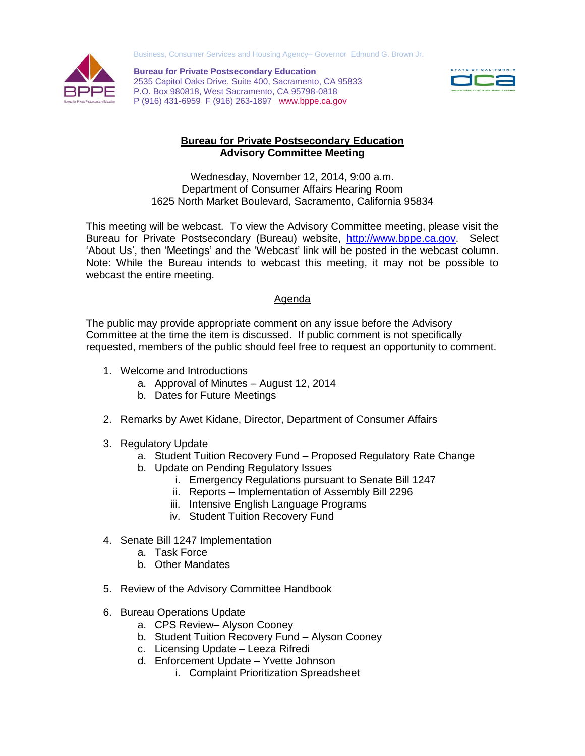Business, Consumer Services and Housing Agency– Governor Edmund G. Brown Jr.

**Bureau for Private Postsecondary Education**
2535 Capitol Oaks Drive, Suite 400, Sacramento, CA 95833
P.O. Box 980818, West Sacramento, CA 95798-0818
P (916) 431-6959 F (916) 263-1897 www.bppe.ca.gov

# Bureau for Private Postsecondary Education
## Advisory Committee Meeting

Wednesday, November 12, 2014, 9:00 a.m.
Department of Consumer Affairs Hearing Room
1625 North Market Boulevard, Sacramento, California 95834

This meeting will be webcast. To view the Advisory Committee meeting, please visit the Bureau for Private Postsecondary (Bureau) website, http://www.bppe.ca.gov. Select 'About Us', then 'Meetings' and the 'Webcast' link will be posted in the webcast column. Note: While the Bureau intends to webcast this meeting, it may not be possible to webcast the entire meeting.

## Agenda

The public may provide appropriate comment on any issue before the Advisory Committee at the time the item is discussed. If public comment is not specifically requested, members of the public should feel free to request an opportunity to comment.

1. Welcome and Introductions
   a. Approval of Minutes – August 12, 2014
   b. Dates for Future Meetings

2. Remarks by Awet Kidane, Director, Department of Consumer Affairs

3. Regulatory Update
   a. Student Tuition Recovery Fund – Proposed Regulatory Rate Change
   b. Update on Pending Regulatory Issues
      i. Emergency Regulations pursuant to Senate Bill 1247
      ii. Reports – Implementation of Assembly Bill 2296
      iii. Intensive English Language Programs
      iv. Student Tuition Recovery Fund

4. Senate Bill 1247 Implementation
   a. Task Force
   b. Other Mandates

5. Review of the Advisory Committee Handbook

6. Bureau Operations Update
   a. CPS Review– Alyson Cooney
   b. Student Tuition Recovery Fund – Alyson Cooney
   c. Licensing Update – Leeza Rifredi
   d. Enforcement Update – Yvette Johnson
      i. Complaint Prioritization Spreadsheet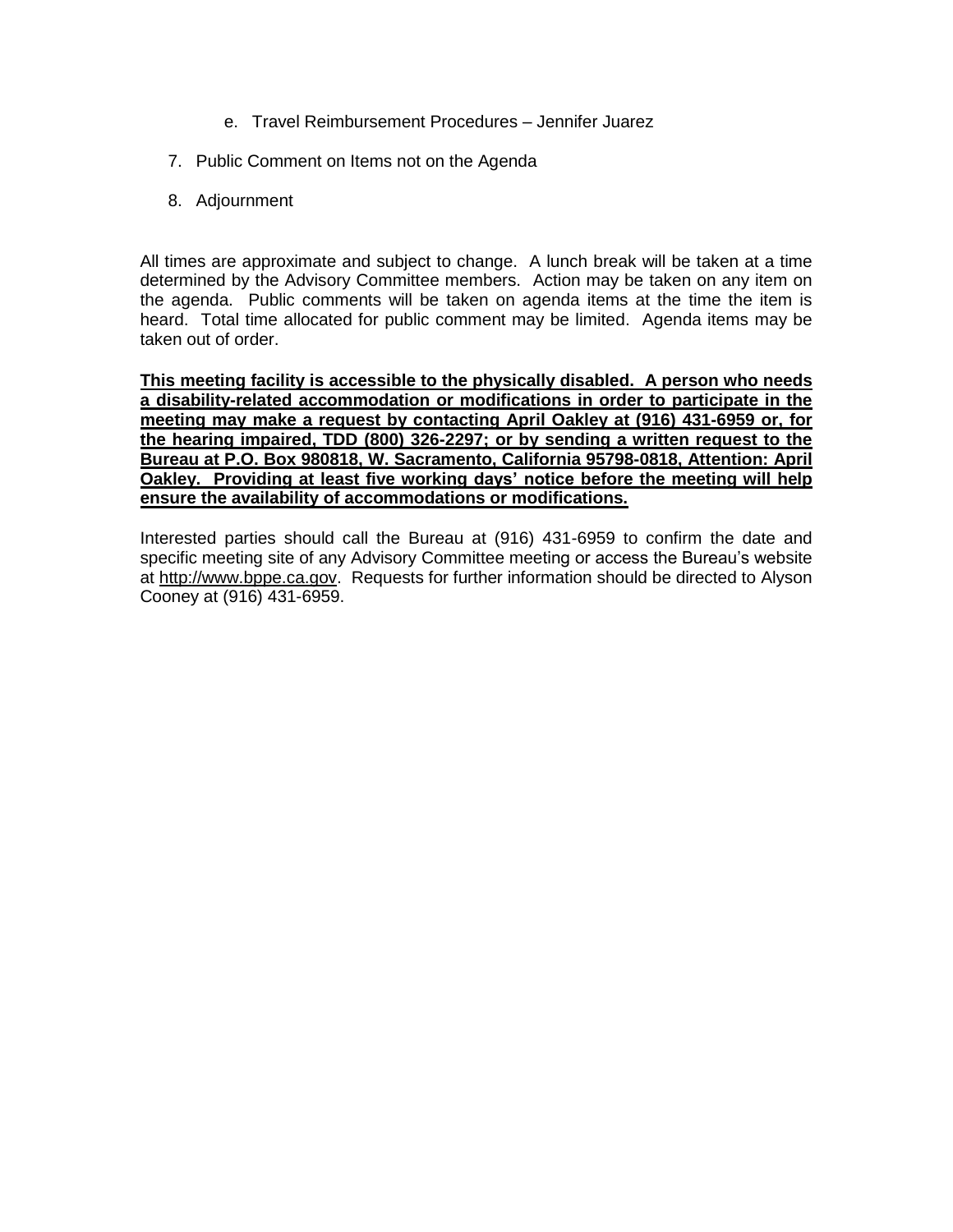e. Travel Reimbursement Procedures – Jennifer Juarez

7. Public Comment on Items not on the Agenda

8. Adjournment

All times are approximate and subject to change. A lunch break will be taken at a time determined by the Advisory Committee members. Action may be taken on any item on the agenda. Public comments will be taken on agenda items at the time the item is heard. Total time allocated for public comment may be limited. Agenda items may be taken out of order.

**This meeting facility is accessible to the physically disabled. A person who needs a disability-related accommodation or modifications in order to participate in the meeting may make a request by contacting April Oakley at (916) 431-6959 or, for the hearing impaired, TDD (800) 326-2297; or by sending a written request to the Bureau at P.O. Box 980818, W. Sacramento, California 95798-0818, Attention: April Oakley. Providing at least five working days' notice before the meeting will help ensure the availability of accommodations or modifications.**

Interested parties should call the Bureau at (916) 431-6959 to confirm the date and specific meeting site of any Advisory Committee meeting or access the Bureau's website at http://www.bppe.ca.gov. Requests for further information should be directed to Alyson Cooney at (916) 431-6959.